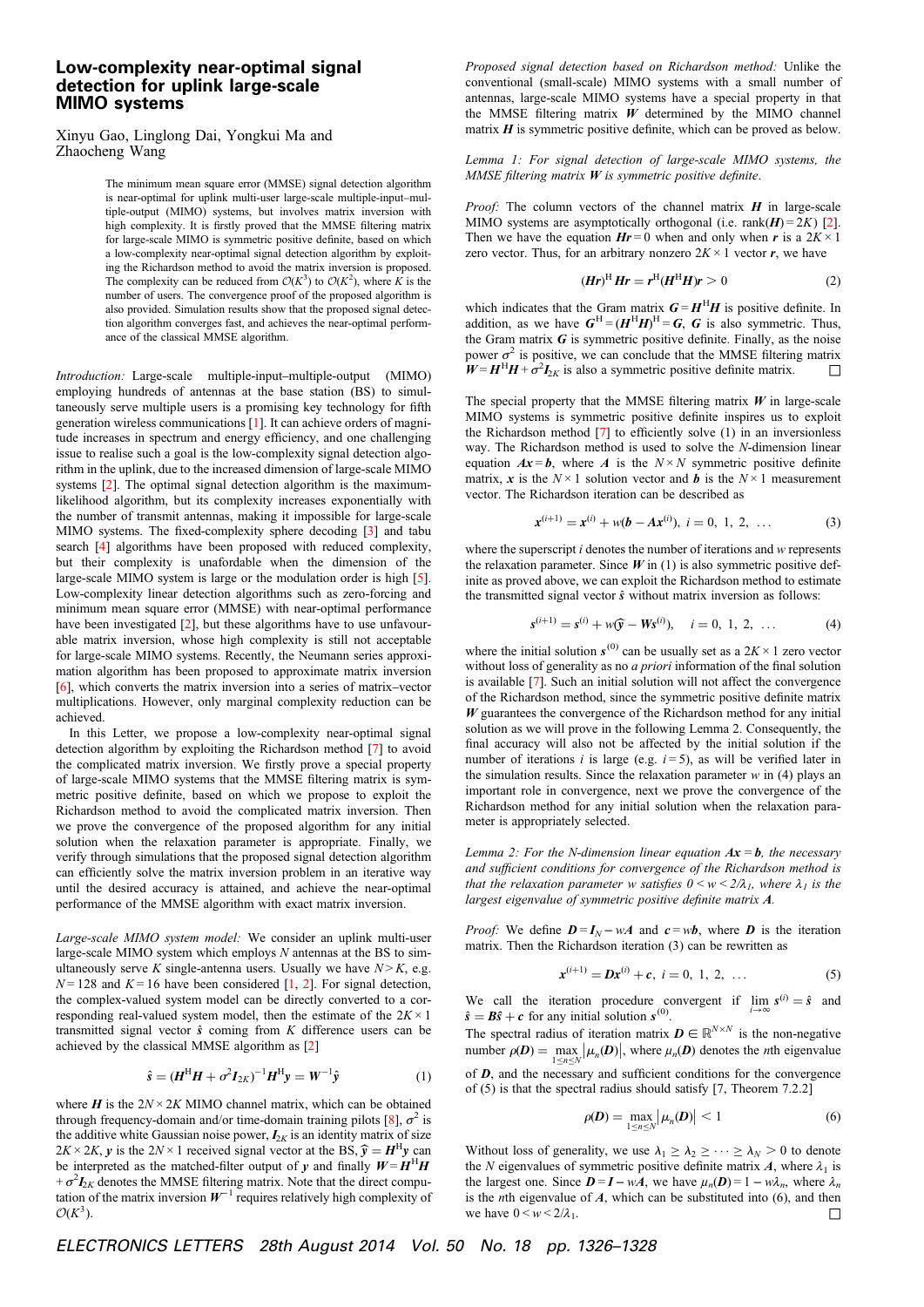# Low-complexity near-optimal signal detection for uplink large-scale MIMO systems

Xinyu Gao, Linglong Dai, Yongkui Ma and Zhaocheng Wang

The minimum mean square error (MMSE) signal detection algorithm is near-optimal for uplink multi-user large-scale multiple-input–multiple-output (MIMO) systems, but involves matrix inversion with high complexity. It is firstly proved that the MMSE filtering matrix for large-scale MIMO is symmetric positive definite, based on which a low-complexity near-optimal signal detection algorithm by exploiting the Richardson method to avoid the matrix inversion is proposed. The complexity can be reduced from $\mathcal{O}(K^3)$ to $\mathcal{O}(K^2)$, where $K$ is the number of users. The convergence proof of the proposed algorithm is also provided. Simulation results show that the proposed signal detection algorithm converges fast, and achieves the near-optimal performance of the classical MMSE algorithm.

*Introduction:* Large-scale multiple-input–multiple-output (MIMO) employing hundreds of antennas at the base station (BS) to simultaneously serve multiple users is a promising key technology for fifth generation wireless communications [1]. It can achieve orders of magnitude increases in spectrum and energy efficiency, and one challenging issue to realise such a goal is the low-complexity signal detection algorithm in the uplink, due to the increased dimension of large-scale MIMO systems [2]. The optimal signal detection algorithm is the maximum-likelihood algorithm, but its complexity increases exponentially with the number of transmit antennas, making it impossible for large-scale MIMO systems. The fixed-complexity sphere decoding [3] and tabu search [4] algorithms have been proposed with reduced complexity, but their complexity is unafordable when the dimension of the large-scale MIMO system is large or the modulation order is high [5]. Low-complexity linear detection algorithms such as zero-forcing and minimum mean square error (MMSE) with near-optimal performance have been investigated [2], but these algorithms have to use unfavourable matrix inversion, whose high complexity is still not acceptable for large-scale MIMO systems. Recently, the Neumann series approximation algorithm has been proposed to approximate matrix inversion [6], which converts the matrix inversion into a series of matrix–vector multiplications. However, only marginal complexity reduction can be achieved.

In this Letter, we propose a low-complexity near-optimal signal detection algorithm by exploiting the Richardson method [7] to avoid the complicated matrix inversion. We firstly prove a special property of large-scale MIMO systems that the MMSE filtering matrix is symmetric positive definite, based on which we propose to exploit the Richardson method to avoid the complicated matrix inversion. Then we prove the convergence of the proposed algorithm for any initial solution when the relaxation parameter is appropriate. Finally, we verify through simulations that the proposed signal detection algorithm can efficiently solve the matrix inversion problem in an iterative way until the desired accuracy is attained, and achieve the near-optimal performance of the MMSE algorithm with exact matrix inversion.

*Large-scale MIMO system model:* We consider an uplink multi-user large-scale MIMO system which employs $N$ antennas at the BS to simultaneously serve $K$ single-antenna users. Usually we have $N > K$, e.g. $N = 128$ and $K = 16$ have been considered [1, 2]. For signal detection, the complex-valued system model can be directly converted to a corresponding real-valued system model, then the estimate of the $2K \times 1$ transmitted signal vector $\hat{\boldsymbol{s}}$ coming from $K$ difference users can be achieved by the classical MMSE algorithm as [2]

$$\hat{\boldsymbol{s}} = (\boldsymbol{H}^{\mathrm{H}}\boldsymbol{H} + \sigma^2 \boldsymbol{I}_{2K})^{-1}\boldsymbol{H}^{\mathrm{H}}\boldsymbol{y} = \boldsymbol{W}^{-1}\hat{\boldsymbol{y}} \tag{1}$$

where $\boldsymbol{H}$ is the $2N \times 2K$ MIMO channel matrix, which can be obtained through frequency-domain and/or time-domain training pilots [8], $\sigma^2$ is the additive white Gaussian noise power, $\boldsymbol{I}_{2K}$ is an identity matrix of size $2K \times 2K$, $\boldsymbol{y}$ is the $2N \times 1$ received signal vector at the BS, $\widehat{\boldsymbol{y}} = \boldsymbol{H}^{\mathrm{H}}\boldsymbol{y}$ can be interpreted as the matched-filter output of $\boldsymbol{y}$ and finally $\boldsymbol{W} = \boldsymbol{H}^{\mathrm{H}}\boldsymbol{H} + \sigma^2\boldsymbol{I}_{2K}$ denotes the MMSE filtering matrix. Note that the direct computation of the matrix inversion $\boldsymbol{W}^{-1}$ requires relatively high complexity of $\mathcal{O}(K^3)$.

*Proposed signal detection based on Richardson method:* Unlike the conventional (small-scale) MIMO systems with a small number of antennas, large-scale MIMO systems have a special property in that the MMSE filtering matrix $\boldsymbol{W}$ determined by the MIMO channel matrix $\boldsymbol{H}$ is symmetric positive definite, which can be proved as below.

*Lemma 1: For signal detection of large-scale MIMO systems, the MMSE filtering matrix $\boldsymbol{W}$ is symmetric positive definite.*

*Proof:* The column vectors of the channel matrix $\boldsymbol{H}$ in large-scale MIMO systems are asymptotically orthogonal (i.e. $\mathrm{rank}(\boldsymbol{H}) = 2K$) [2]. Then we have the equation $\boldsymbol{Hr} = 0$ when and only when $\boldsymbol{r}$ is a $2K \times 1$ zero vector. Thus, for an arbitrary nonzero $2K \times 1$ vector $\boldsymbol{r}$, we have

$$(\boldsymbol{Hr})^{\mathrm{H}}\boldsymbol{Hr} = \boldsymbol{r}^{\mathrm{H}}(\boldsymbol{H}^{\mathrm{H}}\boldsymbol{H})\boldsymbol{r} > 0 \tag{2}$$

which indicates that the Gram matrix $\boldsymbol{G} = \boldsymbol{H}^{\mathrm{H}}\boldsymbol{H}$ is positive definite. In addition, as we have $\boldsymbol{G}^{\mathrm{H}} = (\boldsymbol{H}^{\mathrm{H}}\boldsymbol{H})^{\mathrm{H}} = \boldsymbol{G}$, $\boldsymbol{G}$ is also symmetric. Thus, the Gram matrix $\boldsymbol{G}$ is symmetric positive definite. Finally, as the noise power $\sigma^2$ is positive, we can conclude that the MMSE filtering matrix $\boldsymbol{W} = \boldsymbol{H}^{\mathrm{H}}\boldsymbol{H} + \sigma^2\boldsymbol{I}_{2K}$ is also a symmetric positive definite matrix. □

The special property that the MMSE filtering matrix $\boldsymbol{W}$ in large-scale MIMO systems is symmetric positive definite inspires us to exploit the Richardson method [7] to efficiently solve (1) in an inversionless way. The Richardson method is used to solve the $N$-dimension linear equation $\boldsymbol{Ax} = \boldsymbol{b}$, where $\boldsymbol{A}$ is the $N \times N$ symmetric positive definite matrix, $\boldsymbol{x}$ is the $N \times 1$ solution vector and $\boldsymbol{b}$ is the $N \times 1$ measurement vector. The Richardson iteration can be described as

$$\boldsymbol{x}^{(i+1)} = \boldsymbol{x}^{(i)} + w(\boldsymbol{b} - \boldsymbol{Ax}^{(i)}), \ i = 0,\ 1,\ 2,\ \ldots \tag{3}$$

where the superscript $i$ denotes the number of iterations and $w$ represents the relaxation parameter. Since $\boldsymbol{W}$ in (1) is also symmetric positive definite as proved above, we can exploit the Richardson method to estimate the transmitted signal vector $\hat{\boldsymbol{s}}$ without matrix inversion as follows:

$$\boldsymbol{s}^{(i+1)} = \boldsymbol{s}^{(i)} + w(\widehat{\boldsymbol{y}} - \boldsymbol{Ws}^{(i)}), \quad i = 0,\ 1,\ 2,\ \ldots \tag{4}$$

where the initial solution $\boldsymbol{s}^{(0)}$ can be usually set as a $2K \times 1$ zero vector without loss of generality as no *a priori* information of the final solution is available [7]. Such an initial solution will not affect the convergence of the Richardson method, since the symmetric positive definite matrix $\boldsymbol{W}$ guarantees the convergence of the Richardson method for any initial solution as we will prove in the following Lemma 2. Consequently, the final accuracy will also not be affected by the initial solution if the number of iterations $i$ is large (e.g. $i = 5$), as will be verified later in the simulation results. Since the relaxation parameter $w$ in (4) plays an important role in convergence, next we prove the convergence of the Richardson method for any initial solution when the relaxation parameter is appropriately selected.

*Lemma 2: For the N-dimension linear equation $\boldsymbol{Ax} = \boldsymbol{b}$, the necessary and sufficient conditions for convergence of the Richardson method is that the relaxation parameter w satisfies $0 < w < 2/\lambda_1$, where $\lambda_1$ is the largest eigenvalue of symmetric positive definite matrix $\boldsymbol{A}$.*

*Proof:* We define $\boldsymbol{D} = \boldsymbol{I}_N - w\boldsymbol{A}$ and $\boldsymbol{c} = w\boldsymbol{b}$, where $\boldsymbol{D}$ is the iteration matrix. Then the Richardson iteration (3) can be rewritten as

$$\boldsymbol{x}^{(i+1)} = \boldsymbol{Dx}^{(i)} + \boldsymbol{c},\ i = 0,\ 1,\ 2,\ \ldots \tag{5}$$

We call the iteration procedure convergent if $\lim_{i\to\infty} \boldsymbol{s}^{(i)} = \hat{\boldsymbol{s}}$ and $\hat{\boldsymbol{s}} = \boldsymbol{B}\hat{\boldsymbol{s}} + \boldsymbol{c}$ for any initial solution $\boldsymbol{s}^{(0)}$.

The spectral radius of iteration matrix $\boldsymbol{D} \in \mathbb{R}^{N\times N}$ is the non-negative number $\rho(\boldsymbol{D}) = \max_{1\le n\le N} |\mu_n(\boldsymbol{D})|$, where $\mu_n(\boldsymbol{D})$ denotes the $n$th eigenvalue of $\boldsymbol{D}$, and the necessary and sufficient conditions for the convergence of (5) is that the spectral radius should satisfy [7, Theorem 7.2.2]

$$\rho(\boldsymbol{D}) = \max_{1\le n\le N} |\mu_n(\boldsymbol{D})| < 1 \tag{6}$$

Without loss of generality, we use $\lambda_1 \ge \lambda_2 \ge \cdots \ge \lambda_N > 0$ to denote the $N$ eigenvalues of symmetric positive definite matrix $\boldsymbol{A}$, where $\lambda_1$ is the largest one. Since $\boldsymbol{D} = \boldsymbol{I} - w\boldsymbol{A}$, we have $\mu_n(\boldsymbol{D}) = 1 - w\lambda_n$, where $\lambda_n$ is the $n$th eigenvalue of $\boldsymbol{A}$, which can be substituted into (6), and then we have $0 < w < 2/\lambda_1$. □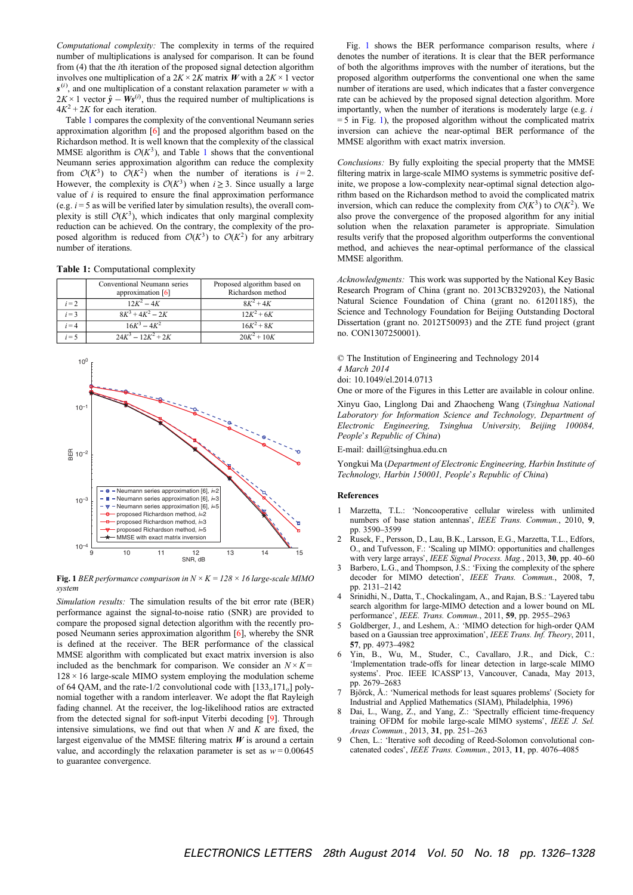*Computational complexity:* The complexity in terms of the required number of multiplications is analysed for comparison. It can be found from (4) that the $i$th iteration of the proposed signal detection algorithm involves one multiplication of a $2K \times 2K$ matrix $\boldsymbol{W}$ with a $2K \times 1$ vector $\boldsymbol{s}^{(i)}$, and one multiplication of a constant relaxation parameter $w$ with a $2K \times 1$ vector $\hat{\boldsymbol{y}} - \boldsymbol{W}\boldsymbol{s}^{(i)}$, thus the required number of multiplications is $4K^2 + 2K$ for each iteration.

Table 1 compares the complexity of the conventional Neumann series approximation algorithm [6] and the proposed algorithm based on the Richardson method. It is well known that the complexity of the classical MMSE algorithm is $\mathcal{O}(K^3)$, and Table 1 shows that the conventional Neumann series approximation algorithm can reduce the complexity from $\mathcal{O}(K^3)$ to $\mathcal{O}(K^2)$ when the number of iterations is $i = 2$. However, the complexity is $\mathcal{O}(K^3)$ when $i \geq 3$. Since usually a large value of $i$ is required to ensure the final approximation performance (e.g. $i = 5$ as will be verified later by simulation results), the overall complexity is still $\mathcal{O}(K^3)$, which indicates that only marginal complexity reduction can be achieved. On the contrary, the complexity of the proposed algorithm is reduced from $\mathcal{O}(K^3)$ to $\mathcal{O}(K^2)$ for any arbitrary number of iterations.

**Table 1:** Computational complexity

| | Conventional Neumann series approximation [6] | Proposed algorithm based on Richardson method |
|---|---|---|
| $i = 2$ | $12K^2 - 4K$ | $8K^2 + 4K$ |
| $i = 3$ | $8K^3 + 4K^2 - 2K$ | $12K^2 + 6K$ |
| $i = 4$ | $16K^3 - 4K^2$ | $16K^2 + 8K$ |
| $i = 5$ | $24K^3 - 12K^2 + 2K$ | $20K^2 + 10K$ |

BER
SNR, dB
Neumann series approximation [6], i=2
Neumann series approximation [6], i=3
Neumann series approximation [6], i=5
proposed Richardson method, i=2
proposed Richardson method, i=3
proposed Richardson method, i=5
MMSE with exact matrix inversion

**Fig. 1** *BER performance comparison in $N \times K = 128 \times 16$ large-scale MIMO system*

*Simulation results:* The simulation results of the bit error rate (BER) performance against the signal-to-noise ratio (SNR) are provided to compare the proposed signal detection algorithm with the recently proposed Neumann series approximation algorithm [6], whereby the SNR is defined at the receiver. The BER performance of the classical MMSE algorithm with complicated but exact matrix inversion is also included as the benchmark for comparison. We consider an $N \times K = 128 \times 16$ large-scale MIMO system employing the modulation scheme of 64 QAM, and the rate-1/2 convolutional code with $[133_o, 171_o]$ polynomial together with a random interleaver. We adopt the flat Rayleigh fading channel. At the receiver, the log-likelihood ratios are extracted from the detected signal for soft-input Viterbi decoding [9]. Through intensive simulations, we find out that when $N$ and $K$ are fixed, the largest eigenvalue of the MMSE filtering matrix $\boldsymbol{W}$ is around a certain value, and accordingly the relaxation parameter is set as $w = 0.00645$ to guarantee convergence.

Fig. 1 shows the BER performance comparison results, where $i$ denotes the number of iterations. It is clear that the BER performance of both the algorithms improves with the number of iterations, but the proposed algorithm outperforms the conventional one when the same number of iterations are used, which indicates that a faster convergence rate can be achieved by the proposed signal detection algorithm. More importantly, when the number of iterations is moderately large (e.g. $i = 5$ in Fig. 1), the proposed algorithm without the complicated matrix inversion can achieve the near-optimal BER performance of the MMSE algorithm with exact matrix inversion.

*Conclusions:* By fully exploiting the special property that the MMSE filtering matrix in large-scale MIMO systems is symmetric positive definite, we propose a low-complexity near-optimal signal detection algorithm based on the Richardson method to avoid the complicated matrix inversion, which can reduce the complexity from $\mathcal{O}(K^3)$ to $\mathcal{O}(K^2)$. We also prove the convergence of the proposed algorithm for any initial solution when the relaxation parameter is appropriate. Simulation results verify that the proposed algorithm outperforms the conventional method, and achieves the near-optimal performance of the classical MMSE algorithm.

*Acknowledgments:* This work was supported by the National Key Basic Research Program of China (grant no. 2013CB329203), the National Natural Science Foundation of China (grant no. 61201185), the Science and Technology Foundation for Beijing Outstanding Doctoral Dissertation (grant no. 2012T50093) and the ZTE fund project (grant no. CON1307250001).

© The Institution of Engineering and Technology 2014
*4 March 2014*
doi: 10.1049/el.2014.0713
One or more of the Figures in this Letter are available in colour online.

Xinyu Gao, Linglong Dai and Zhaocheng Wang (*Tsinghua National Laboratory for Information Science and Technology, Department of Electronic Engineering, Tsinghua University, Beijing 100084, People's Republic of China*)

E-mail: daill@tsinghua.edu.cn

Yongkui Ma (*Department of Electronic Engineering, Harbin Institute of Technology, Harbin 150001, People's Republic of China*)

## References

1. Marzetta, T.L.: 'Noncooperative cellular wireless with unlimited numbers of base station antennas', *IEEE Trans. Commun.*, 2010, **9**, pp. 3590–3599
2. Rusek, F., Persson, D., Lau, B.K., Larsson, E.G., Marzetta, T.L., Edfors, O., and Tufvesson, F.: 'Scaling up MIMO: opportunities and challenges with very large arrays', *IEEE Signal Process. Mag.*, 2013, **30**, pp. 40–60
3. Barbero, L.G., and Thompson, J.S.: 'Fixing the complexity of the sphere decoder for MIMO detection', *IEEE Trans. Commun.*, 2008, **7**, pp. 2131–2142
4. Srinidhi, N., Datta, T., Chockalingam, A., and Rajan, B.S.: 'Layered tabu search algorithm for large-MIMO detection and a lower bound on ML performance', *IEEE. Trans. Commun.*, 2011, **59**, pp. 2955–2963
5. Goldberger, J., and Leshem, A.: 'MIMO detection for high-order QAM based on a Gaussian tree approximation', *IEEE Trans. Inf. Theory*, 2011, **57**, pp. 4973–4982
6. Yin, B., Wu, M., Studer, C., Cavallaro, J.R., and Dick, C.: 'Implementation trade-offs for linear detection in large-scale MIMO systems'. Proc. IEEE ICASSP'13, Vancouver, Canada, May 2013, pp. 2679–2683
7. Björck, Å.: 'Numerical methods for least squares problems' (Society for Industrial and Applied Mathematics (SIAM), Philadelphia, 1996)
8. Dai, L., Wang, Z., and Yang, Z.: 'Spectrally efficient time-frequency training OFDM for mobile large-scale MIMO systems', *IEEE J. Sel. Areas Commun.*, 2013, **31**, pp. 251–263
9. Chen, L.: 'Iterative soft decoding of Reed-Solomon convolutional concatenated codes', *IEEE Trans. Commun.*, 2013, **11**, pp. 4076–4085